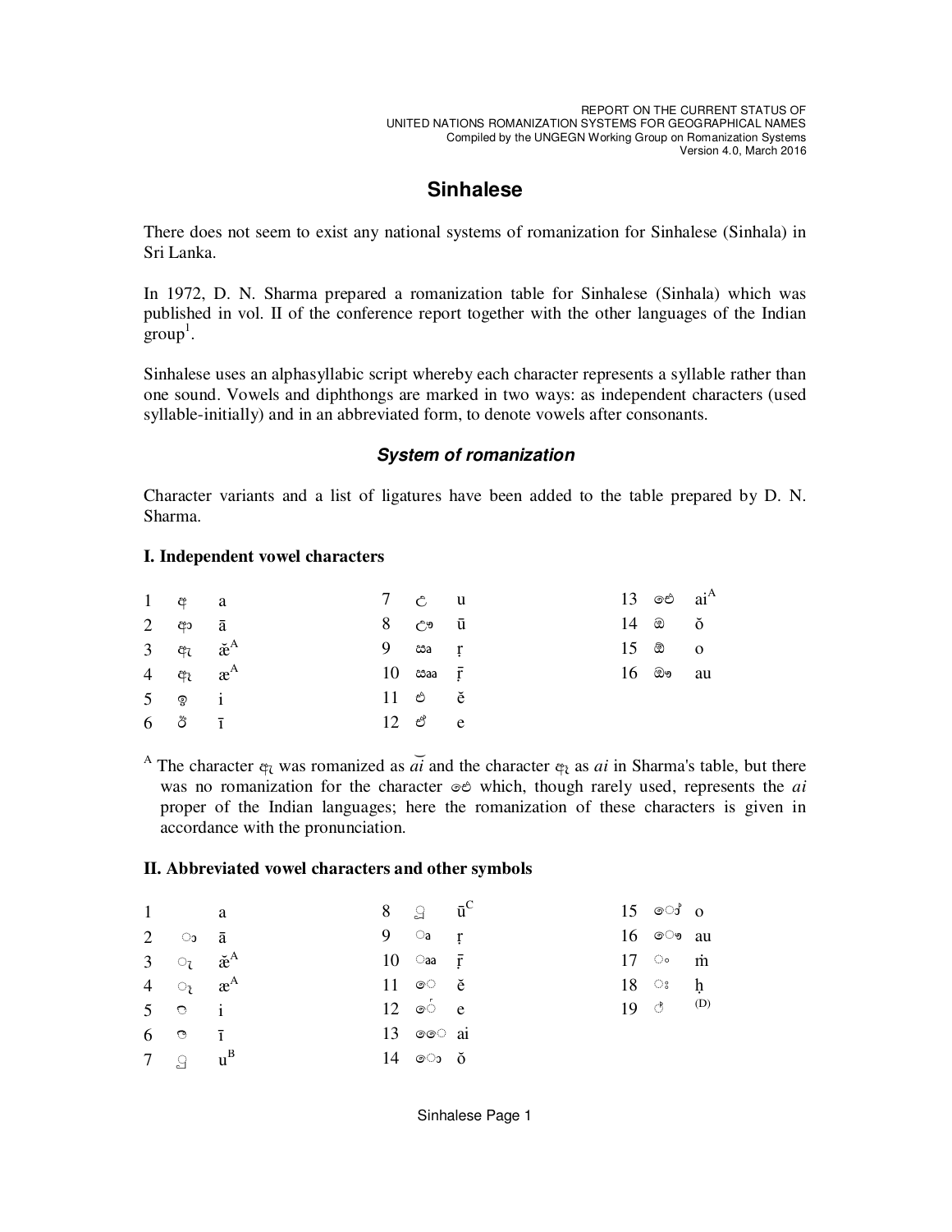# Sinhalese

There does not seem to exist any national systems of romanization for Sinhalese (Sinhala) in Sri Lanka.

In 1972, D. N. Sharma prepared a romanization table for Sinhalese (Sinhala) which was published in vol. II of the conference report together with the other languages of the Indian group[1].

Sinhalese uses an alphasyllabic script whereby each character represents a syllable rather than one sound. Vowels and diphthongs are marked in two ways: as independent characters (used syllable-initially) and in an abbreviated form, to denote vowels after consonants.

### *System of romanization*

Character variants and a list of ligatures have been added to the table prepared by D. N. Sharma.

#### I. Independent vowel characters

| | | | | | | | | |
|---|---|---|---|---|---|---|---|---|
| 1 | අ | a | 7 | උ | u | 13 | ඓ | ai[A] |
| 2 | ආ | ā | 8 | ඌ | ū | 14 | ඔ | ŏ |
| 3 | ඇ | ǣ[A] | 9 | ඍ | ṛ | 15 | ඕ | o |
| 4 | ඈ | æ[A] | 10 | ඎ | ṝ | 16 | ඖ | au |
| 5 | ඉ | i | 11 | එ | ĕ | | | |
| 6 | ඊ | ī | 12 | ඒ | e | | | |

[A] The character ඇ was romanized as *ai͝* and the character ඈ as *ai* in Sharma's table, but there was no romanization for the character ඓ which, though rarely used, represents the *ai* proper of the Indian languages; here the romanization of these characters is given in accordance with the pronunciation.

#### II. Abbreviated vowel characters and other symbols

| | | | | | | | | |
|---|---|---|---|---|---|---|---|---|
| 1 | | a | 8 | ◌ූ | ū[C] | 15 | ◌ෝ | o |
| 2 | ◌ා | ā | 9 | ◌ෘ | ṛ | 16 | ◌ෞ | au |
| 3 | ◌ැ | ǣ[A] | 10 | ◌ෲ | ṝ | 17 | ◌ං | ṁ |
| 4 | ◌ෑ | æ[A] | 11 | ◌ෙ | ĕ | 18 | ◌ඃ | ḥ |
| 5 | ◌ි | i | 12 | ◌ේ | e | 19 | ◌් | (D) |
| 6 | ◌ී | ī | 13 | ◌ෛ | ai | | | |
| 7 | ◌ු | u[B] | 14 | ◌ො | ŏ | | | |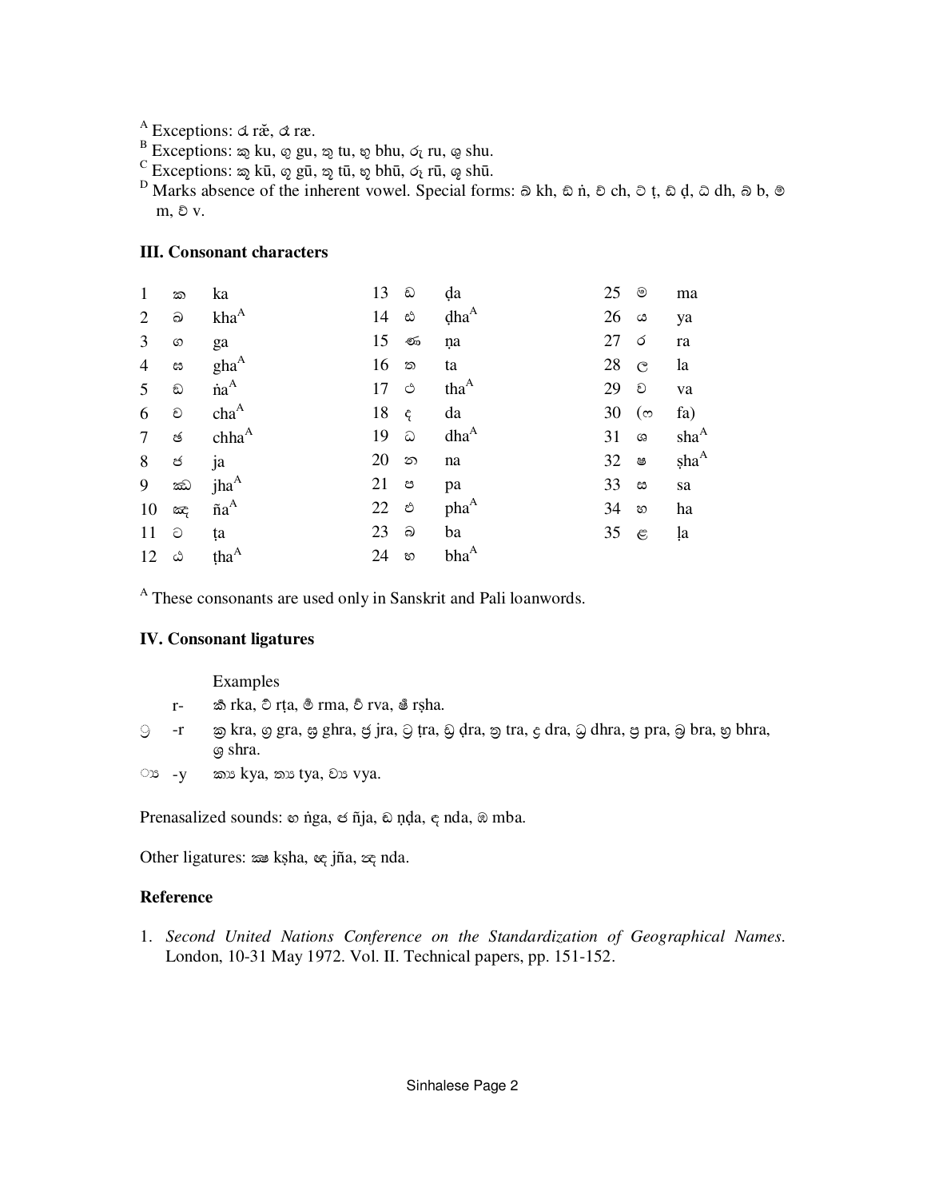[A] Exceptions: රෑ ræ̆, රෑ ræ.

[B] Exceptions: කු ku, ගු gu, තු tu, භු bhu, රු ru, ශු shu.

[C] Exceptions: කූ kū, ගූ gū, තූ tū, භූ bhū, රූ rū, ශූ shū.

[D] Marks absence of the inherent vowel. Special forms: ඛ් kh, ඞ් ṅ, ච් ch, ට් ṭ, ඩ් ḍ, ධ් dh, බ් b, ම් m, ව් v.

### III. Consonant characters

| | | | | | | | | |
|---|---|---|---|---|---|---|---|---|
| 1 | ක | ka | 13 | ඩ | ḍa | 25 | ම | ma |
| 2 | ඛ | kha[A] | 14 | ඪ | ḍha[A] | 26 | ය | ya |
| 3 | ග | ga | 15 | ණ | ṇa | 27 | ර | ra |
| 4 | ඝ | gha[A] | 16 | ත | ta | 28 | ල | la |
| 5 | ඞ | ṅa[A] | 17 | ථ | tha[A] | 29 | ව | va |
| 6 | ච | cha[A] | 18 | ද | da | 30 | (ෆ | fa) |
| 7 | ඡ | chha[A] | 19 | ධ | dha[A] | 31 | ශ | sha[A] |
| 8 | ජ | ja | 20 | න | na | 32 | ෂ | ṣha[A] |
| 9 | ඣ | jha[A] | 21 | ප | pa | 33 | ස | sa |
| 10 | ඤ | ña[A] | 22 | ඵ | pha[A] | 34 | හ | ha |
| 11 | ට | ṭa | 23 | බ | ba | 35 | ළ | ḷa |
| 12 | ඨ | ṭha[A] | 24 | භ | bha[A] | | | |

[A] These consonants are used only in Sanskrit and Pali loanwords.

### IV. Consonant ligatures

| | | Examples |
|---|---|---|
| | r- | ර්ක rka, ර්ට rṭa, ර්ම rma, ර්ව rva, ර්ෂ rṣha. |
| ්‍ර | -r | ක්‍ර kra, ග්‍ර gra, ඝ්‍ර ghra, ජ්‍ර jra, ට්‍ර ṭra, ඩ්‍ර ḍra, ත්‍ර tra, ද්‍ර dra, ධ්‍ර dhra, ප්‍ර pra, බ්‍ර bra, භ්‍ර bhra, ශ්‍ර shra. |
| ්‍ය | -y | ක්‍ය kya, ත්‍ය tya, ව්‍ය vya. |

Prenasalized sounds: ඟ ṅga, ඦ ñja, ඬ ṇḍa, ඳ nda, ඹ mba.

Other ligatures: ක්‍ෂ kṣha, ඥ jña, න්‍ද nda.

### Reference

1. *Second United Nations Conference on the Standardization of Geographical Names.* London, 10-31 May 1972. Vol. II. Technical papers, pp. 151-152.